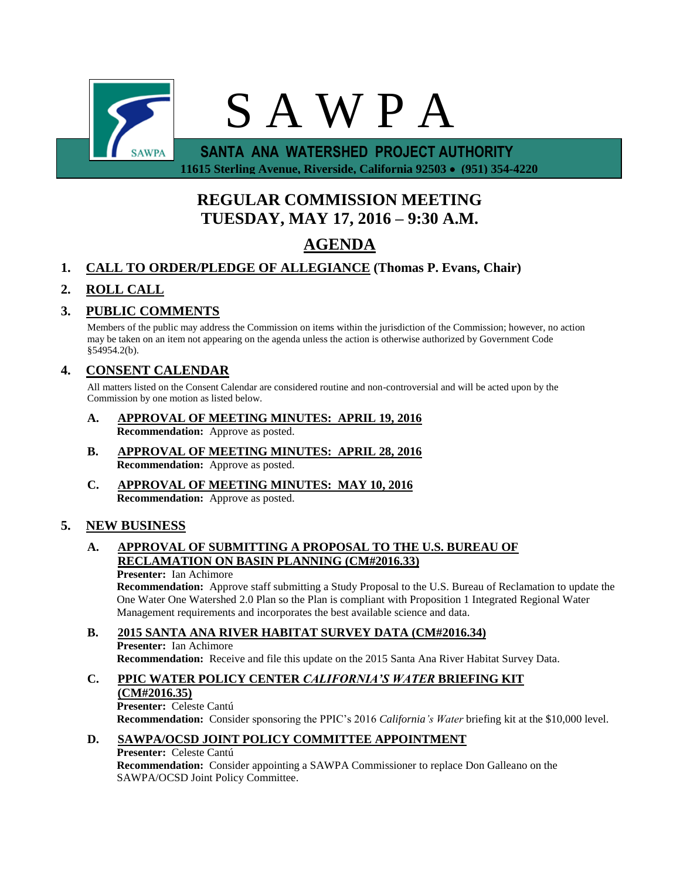# S A W P A

**SANTA ANA WATERSHED PROJECT AUTHORITY**

**11615 Sterling Avenue, Riverside, California 92503 • (951) 354-4220**

## REGULAR COMMISSION MEETING
## TUESDAY, MAY 17, 2016 – 9:30 A.M.

## AGENDA

**1. CALL TO ORDER/PLEDGE OF ALLEGIANCE (Thomas P. Evans, Chair)**

**2. ROLL CALL**

**3. PUBLIC COMMENTS**

Members of the public may address the Commission on items within the jurisdiction of the Commission; however, no action may be taken on an item not appearing on the agenda unless the action is otherwise authorized by Government Code §54954.2(b).

**4. CONSENT CALENDAR**

All matters listed on the Consent Calendar are considered routine and non-controversial and will be acted upon by the Commission by one motion as listed below.

**A. APPROVAL OF MEETING MINUTES: APRIL 19, 2016**
**Recommendation:** Approve as posted.

**B. APPROVAL OF MEETING MINUTES: APRIL 28, 2016**
**Recommendation:** Approve as posted.

**C. APPROVAL OF MEETING MINUTES: MAY 10, 2016**
**Recommendation:** Approve as posted.

**5. NEW BUSINESS**

**A. APPROVAL OF SUBMITTING A PROPOSAL TO THE U.S. BUREAU OF RECLAMATION ON BASIN PLANNING (CM#2016.33)**
**Presenter:** Ian Achimore
**Recommendation:** Approve staff submitting a Study Proposal to the U.S. Bureau of Reclamation to update the One Water One Watershed 2.0 Plan so the Plan is compliant with Proposition 1 Integrated Regional Water Management requirements and incorporates the best available science and data.

**B. 2015 SANTA ANA RIVER HABITAT SURVEY DATA (CM#2016.34)**
**Presenter:** Ian Achimore
**Recommendation:** Receive and file this update on the 2015 Santa Ana River Habitat Survey Data.

**C. PPIC WATER POLICY CENTER *CALIFORNIA'S WATER* BRIEFING KIT (CM#2016.35)**
**Presenter:** Celeste Cantú
**Recommendation:** Consider sponsoring the PPIC's 2016 *California's Water* briefing kit at the $10,000 level.

**D. SAWPA/OCSD JOINT POLICY COMMITTEE APPOINTMENT**
**Presenter:** Celeste Cantú
**Recommendation:** Consider appointing a SAWPA Commissioner to replace Don Galleano on the SAWPA/OCSD Joint Policy Committee.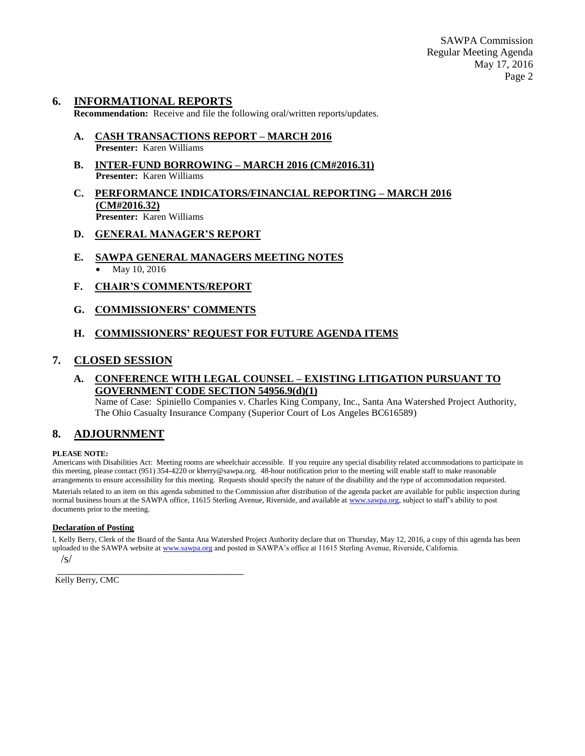## 6. INFORMATIONAL REPORTS

**Recommendation:** Receive and file the following oral/written reports/updates.

### A. CASH TRANSACTIONS REPORT – MARCH 2016

**Presenter:** Karen Williams

### B. INTER-FUND BORROWING – MARCH 2016 (CM#2016.31)

**Presenter:** Karen Williams

### C. PERFORMANCE INDICATORS/FINANCIAL REPORTING – MARCH 2016 (CM#2016.32)

**Presenter:** Karen Williams

### D. GENERAL MANAGER'S REPORT

### E. SAWPA GENERAL MANAGERS MEETING NOTES

- May 10, 2016

### F. CHAIR'S COMMENTS/REPORT

### G. COMMISSIONERS' COMMENTS

### H. COMMISSIONERS' REQUEST FOR FUTURE AGENDA ITEMS

## 7. CLOSED SESSION

### A. CONFERENCE WITH LEGAL COUNSEL – EXISTING LITIGATION PURSUANT TO GOVERNMENT CODE SECTION 54956.9(d)(1)

Name of Case: Spiniello Companies v. Charles King Company, Inc., Santa Ana Watershed Project Authority, The Ohio Casualty Insurance Company (Superior Court of Los Angeles BC616589)

## 8. ADJOURNMENT

**PLEASE NOTE:**

Americans with Disabilities Act: Meeting rooms are wheelchair accessible. If you require any special disability related accommodations to participate in this meeting, please contact (951) 354-4220 or kberry@sawpa.org. 48-hour notification prior to the meeting will enable staff to make reasonable arrangements to ensure accessibility for this meeting. Requests should specify the nature of the disability and the type of accommodation requested.

Materials related to an item on this agenda submitted to the Commission after distribution of the agenda packet are available for public inspection during normal business hours at the SAWPA office, 11615 Sterling Avenue, Riverside, and available at www.sawpa.org, subject to staff's ability to post documents prior to the meeting.

**Declaration of Posting**

I, Kelly Berry, Clerk of the Board of the Santa Ana Watershed Project Authority declare that on Thursday, May 12, 2016, a copy of this agenda has been uploaded to the SAWPA website at www.sawpa.org and posted in SAWPA's office at 11615 Sterling Avenue, Riverside, California.

/s/

___________________________________________

Kelly Berry, CMC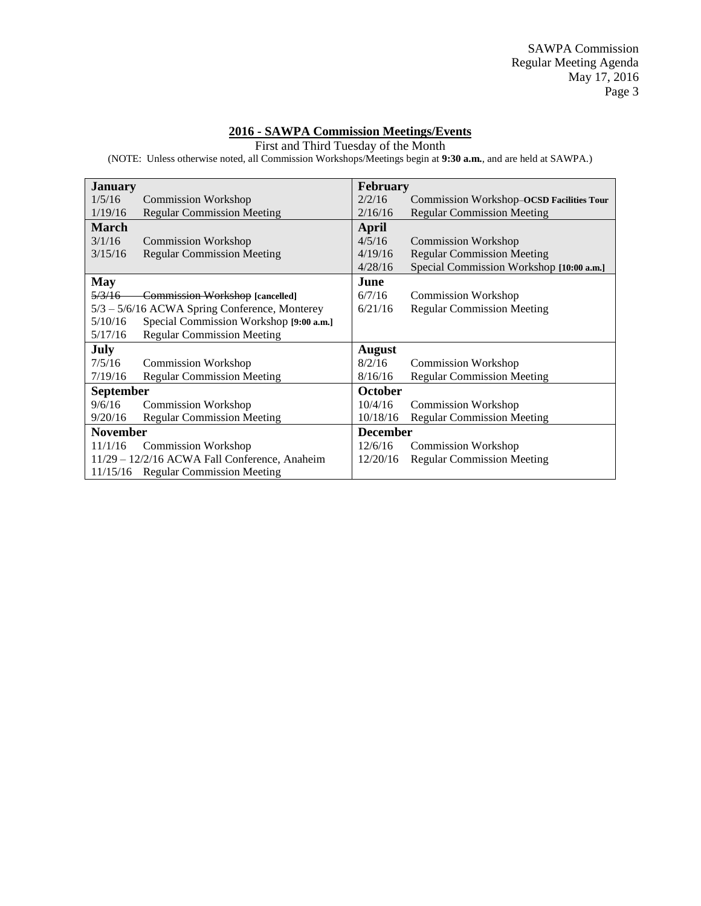## 2016 - SAWPA Commission Meetings/Events

First and Third Tuesday of the Month

(NOTE: Unless otherwise noted, all Commission Workshops/Meetings begin at **9:30 a.m.**, and are held at SAWPA.)

| | |
|---|---|
| **January**<br>1/5/16 Commission Workshop<br>1/19/16 Regular Commission Meeting | **February**<br>2/2/16 Commission Workshop–**OCSD Facilities Tour**<br>2/16/16 Regular Commission Meeting |
| **March**<br>3/1/16 Commission Workshop<br>3/15/16 Regular Commission Meeting | **April**<br>4/5/16 Commission Workshop<br>4/19/16 Regular Commission Meeting<br>4/28/16 Special Commission Workshop **[10:00 a.m.]** |
| **May**<br>~~5/3/16 Commission Workshop~~ **[cancelled]**<br>5/3 – 5/6/16 ACWA Spring Conference, Monterey<br>5/10/16 Special Commission Workshop **[9:00 a.m.]**<br>5/17/16 Regular Commission Meeting | **June**<br>6/7/16 Commission Workshop<br>6/21/16 Regular Commission Meeting |
| **July**<br>7/5/16 Commission Workshop<br>7/19/16 Regular Commission Meeting | **August**<br>8/2/16 Commission Workshop<br>8/16/16 Regular Commission Meeting |
| **September**<br>9/6/16 Commission Workshop<br>9/20/16 Regular Commission Meeting | **October**<br>10/4/16 Commission Workshop<br>10/18/16 Regular Commission Meeting |
| **November**<br>11/1/16 Commission Workshop<br>11/29 – 12/2/16 ACWA Fall Conference, Anaheim<br>11/15/16 Regular Commission Meeting | **December**<br>12/6/16 Commission Workshop<br>12/20/16 Regular Commission Meeting |